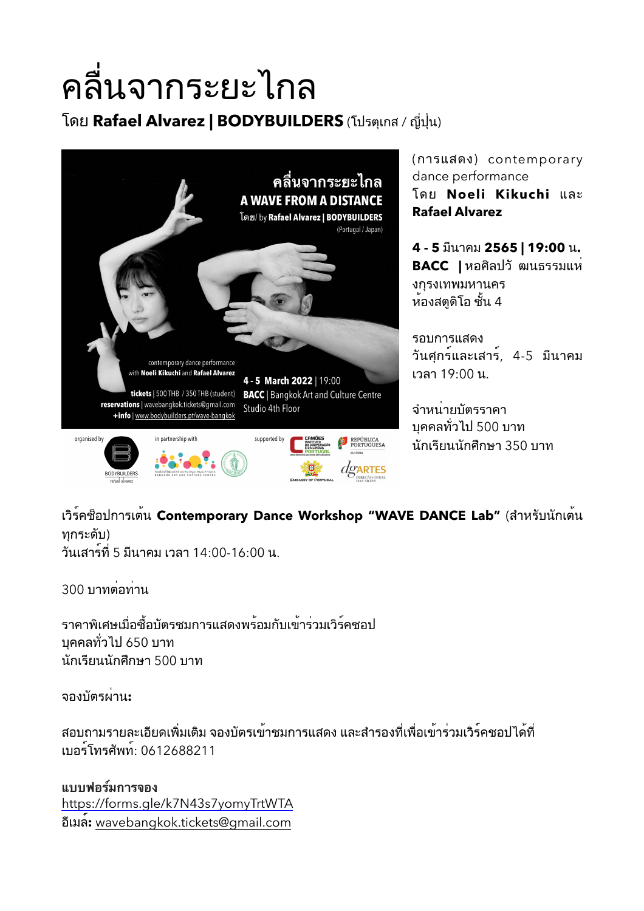# คลื่นจากระยะไกล

โดย **Rafael Alvarez | BODYBUILDERS** (โปรตุเกส / ญี่ปุ่น)

คลื่นจากระยะไกล
A WAVE FROM A DISTANCE
โดย/ by Rafael Alvarez | BODYBUILDERS
(Portugal / Japan)

contemporary dance performance
with Noeli Kikuchi and Rafael Alvarez

tickets | 500 THB / 350 THB (student)
reservations | wavebangkok.tickets@gmail.com
+info | www.bodybuilders.pt/wave-bangkok

4 - 5 March 2022 | 19:00
BACC | Bangkok Art and Culture Centre
Studio 4th Floor

organised by BODYBUILDERS rafael alvarez | in partnership with หอศิลปวัฒนธรรมแห่งกรุงเทพมหานคร BANGKOK ART AND CULTURE CENTRE | supported by CAMÕES INSTITUTO DA COOPERAÇÃO E DA LÍNGUA PORTUGAL, REPÚBLICA PORTUGUESA CULTURA, Embassy of Portugal, dgARTES DIREÇÃO-GERAL DAS ARTES

(การแสดง) contemporary dance performance
โดย **Noeli Kikuchi** และ **Rafael Alvarez**

**4 - 5** มีนาคม **2565 | 19:00** น.
**BACC |** หอศิลปวัฒนธรรมแห่งกรุงเทพมหานคร
ห้องสตูดิโอ ชั้น 4

รอบการแสดง
วันศุกร์และเสาร์, 4-5 มีนาคม
เวลา 19:00 น.

จำหน่ายบัตรราคา
บุคคลทั่วไป 500 บาท
นักเรียนนักศึกษา 350 บาท

เวิร์คช็อปการเต้น **Contemporary Dance Workshop "WAVE DANCE Lab"** (สำหรับนักเต้นทุกระดับ)
วันเสาร์ที่ 5 มีนาคม เวลา 14:00-16:00 น.

300 บาทต่อท่าน

ราคาพิเศษเมื่อซื้อบัตรชมการแสดงพร้อมกับเข้าร่วมเวิร์คชอป
บุคคลทั่วไป 650 บาท
นักเรียนนักศึกษา 500 บาท

จองบัตรผ่าน**:**

สอบถามรายละเอียดเพิ่มเติม จองบัตรเข้าชมการแสดง และสำรองที่เพื่อเข้าร่วมเวิร์คชอปได้ที่เบอร์โทรศัพท์: 0612688211

**แบบฟอร์มการจอง**
https://forms.gle/k7N43s7yomyTrtWTA
**อีเมล:** wavebangkok.tickets@gmail.com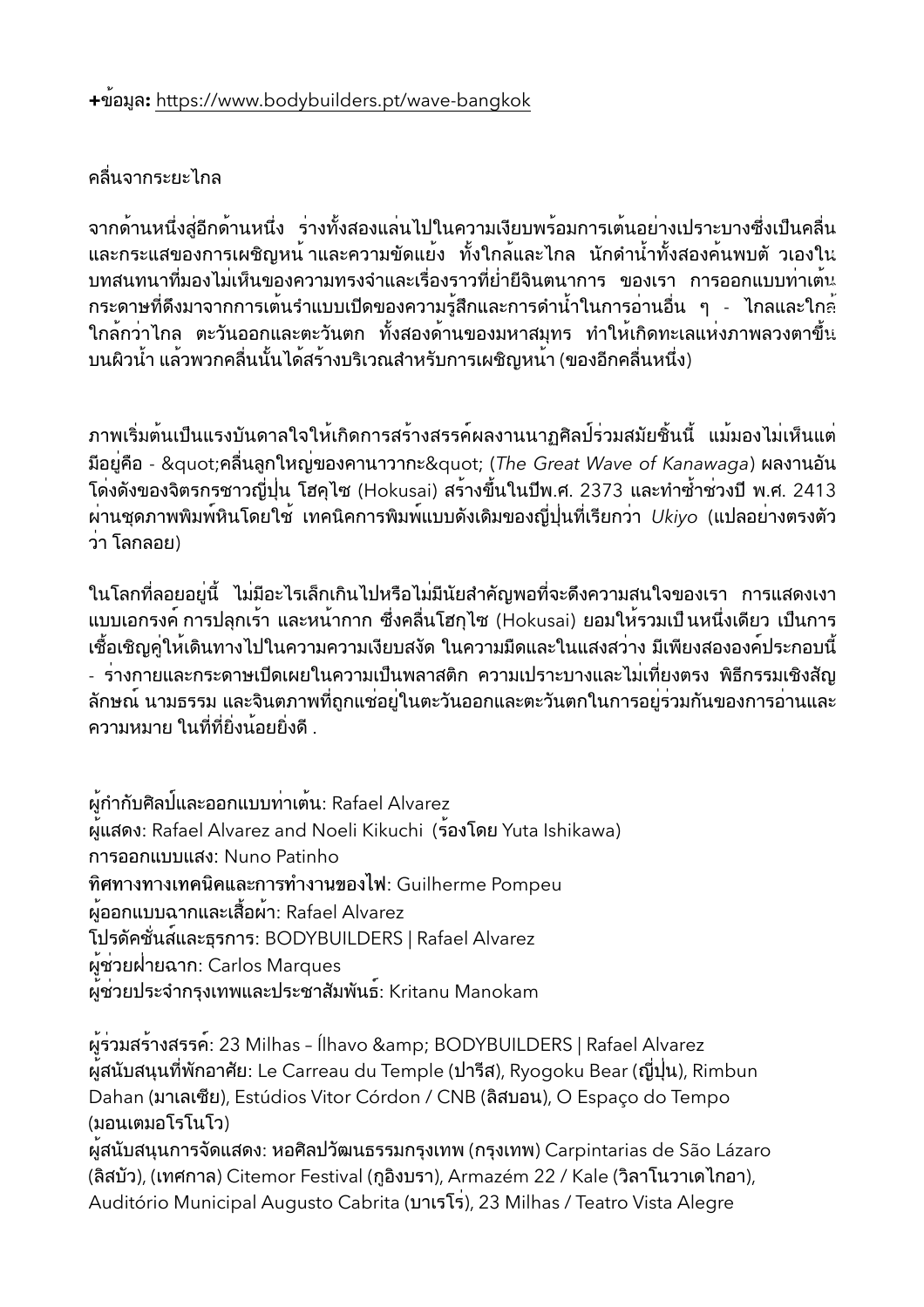**+ข้อมูล:** https://www.bodybuilders.pt/wave-bangkok

คลื่นจากระยะไกล

จากด้านหนึ่งสู่อีกด้านหนึ่ง ร่างทั้งสองแล่นไปในความเงียบพร้อมการเต้นอย่างเปราะบางซึ่งเป็นคลื่นและกระแสของการเผชิญหน้าและความขัดแย้ง ทั้งใกล้และไกล นักดำน้ำทั้งสองค้นพบตัวเองในบทสนทนาที่มองไม่เห็นของความทรงจำและเรื่องราวที่ย่ำยีจินตนาการ ของเรา การออกแบบท่าเต้นกระดาษที่ดึงมาจากการเต้นรำแบบเปิดของความรู้สึกและการดำน้ำในการอ่านอื่น ๆ - ไกลและใกล้ ใกล้กว่าไกล ตะวันออกและตะวันตก ทั้งสองด้านของมหาสมุทร ทำให้เกิดทะเลแห่งภาพลวงตาขึ้นบนผิวน้ำ แล้วพวกคลื่นนั้นได้สร้างบริเวณสำหรับการเผชิญหน้า (ของอีกคลื่นหนึ่ง)

ภาพเริ่มต้นเป็นแรงบันดาลใจให้เกิดการสร้างสรรค์ผลงานนาฏศิลป์ร่วมสมัยชิ้นนี้ แม้มองไม่เห็นแต่มีอยู่คือ - &quot;คลื่นลูกใหญ่ของคานาวากะ&quot; (*The Great Wave of Kanawaga*) ผลงานอันโด่งดังของจิตรกรชาวญี่ปุ่น โฮคุไซ (Hokusai) สร้างขึ้นในปีพ.ศ. 2373 และทำซ้ำช่วงปี พ.ศ. 2413 ผ่านชุดภาพพิมพ์หินโดยใช้ เทคนิคการพิมพ์แบบดั้งเดิมของญี่ปุ่นที่เรียกว่า *Ukiyo* (แปลอย่างตรงตัวว่า โลกลอย)

ในโลกที่ลอยอยู่นี้ ไม่มีอะไรเล็กเกินไปหรือไม่มีนัยสำคัญพอที่จะดึงความสนใจของเรา การแสดงเงาแบบเอกรงค์ การปลุกเร้า และหน้ากาก ซึ่งคลื่นโฮกุไซ (Hokusai) ยอมให้รวมเป็นหนึ่งเดียว เป็นการเชื้อเชิญคู่ให้เดินทางไปในความความเงียบสงัด ในความมืดและในแสงสว่าง มีเพียงสององค์ประกอบนี้ - ร่างกายและกระดาษเปิดเผยในความเป็นพลาสติก ความเปราะบางและไม่เที่ยงตรง พิธีกรรมเชิงสัญลักษณ์ นามธรรม และจินตภาพที่ถูกแช่อยู่ในตะวันออกและตะวันตกในการอยู่ร่วมกันของการอ่านและความหมาย ในที่ที่ยิ่งน้อยยิ่งดี .

ผู้กำกับศิลป์และออกแบบท่าเต้น: Rafael Alvarez
ผู้แสดง: Rafael Alvarez and Noeli Kikuchi (ร้องโดย Yuta Ishikawa)
การออกแบบแสง: Nuno Patinho
ทิศทางทางเทคนิคและการทำงานของไฟ: Guilherme Pompeu
ผู้ออกแบบฉากและเสื้อผ้า: Rafael Alvarez
โปรดักชั่นส์และธุรการ: BODYBUILDERS | Rafael Alvarez
ผู้ช่วยฝ่ายฉาก: Carlos Marques
ผู้ช่วยประจำกรุงเทพและประชาสัมพันธ์: Kritanu Manokam

ผู้ร่วมสร้างสรรค์: 23 Milhas – Ílhavo &amp; BODYBUILDERS | Rafael Alvarez
ผู้สนับสนุนที่พักอาศัย: Le Carreau du Temple (ปารีส), Ryogoku Bear (ญี่ปุ่น), Rimbun Dahan (มาเลเซีย), Estúdios Vitor Córdon / CNB (ลิสบอน), O Espaço do Tempo (มอนเตมอโรโนโว)
ผู้สนับสนุนการจัดแสดง: หอศิลปวัฒนธรรมกรุงเทพ (กรุงเทพ) Carpintarias de São Lázaro (ลิสบัว), (เทศกาล) Citemor Festival (กูอิงบรา), Armazém 22 / Kale (วิลาโนวาเดไกอา), Auditório Municipal Augusto Cabrita (บาเรโร่), 23 Milhas / Teatro Vista Alegre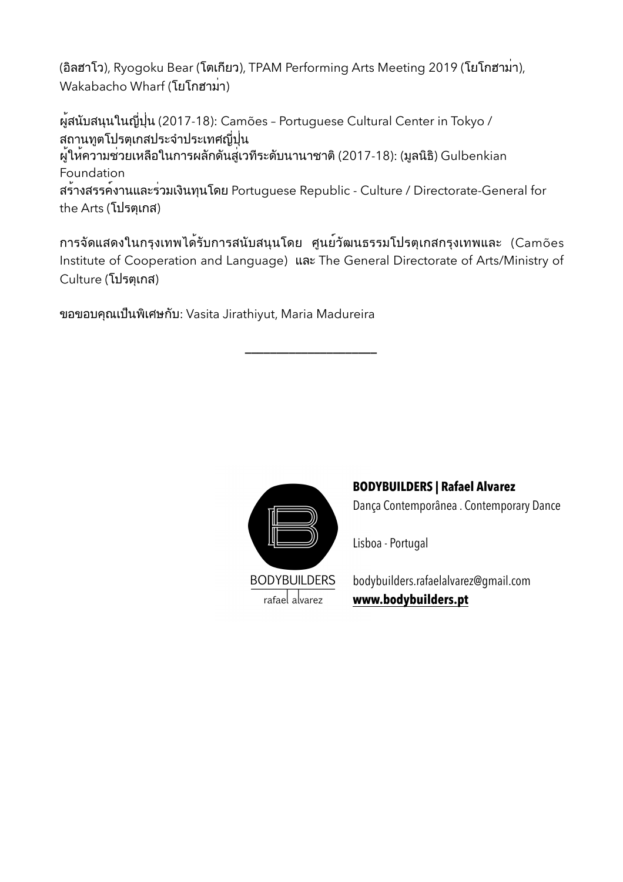(อิลฮาโว), Ryogoku Bear (โตเกียว), TPAM Performing Arts Meeting 2019 (โยโกฮาม่า), Wakabacho Wharf (โยโกฮาม่า)

ผู้สนับสนุนในญี่ปุ่น (2017-18): Camões – Portuguese Cultural Center in Tokyo / สถานทูตโปรตุเกสประจำประเทศญี่ปุ่น
ผู้ให้ความช่วยเหลือในการผลักดันสู่เวทีระดับนานาชาติ (2017-18): (มูลนิธิ) Gulbenkian Foundation
สร้างสรรค์งานและร่วมเงินทุนโดย Portuguese Republic - Culture / Directorate-General for the Arts (โปรตุเกส)

การจัดแสดงในกรุงเทพได้รับการสนับสนุนโดย ศูนย์วัฒนธรรมโปรตุเกสกรุงเทพและ (Camões Institute of Cooperation and Language) และ The General Directorate of Arts/Ministry of Culture (โปรตุเกส)

ขอขอบคุณเป็นพิเศษกับ: Vasita Jirathiyut, Maria Madureira

---

BODYBUILDERS
rafael alvarez

**BODYBUILDERS | Rafael Alvarez**
Dança Contemporânea . Contemporary Dance

Lisboa - Portugal

bodybuilders.rafaelalvarez@gmail.com
**www.bodybuilders.pt**